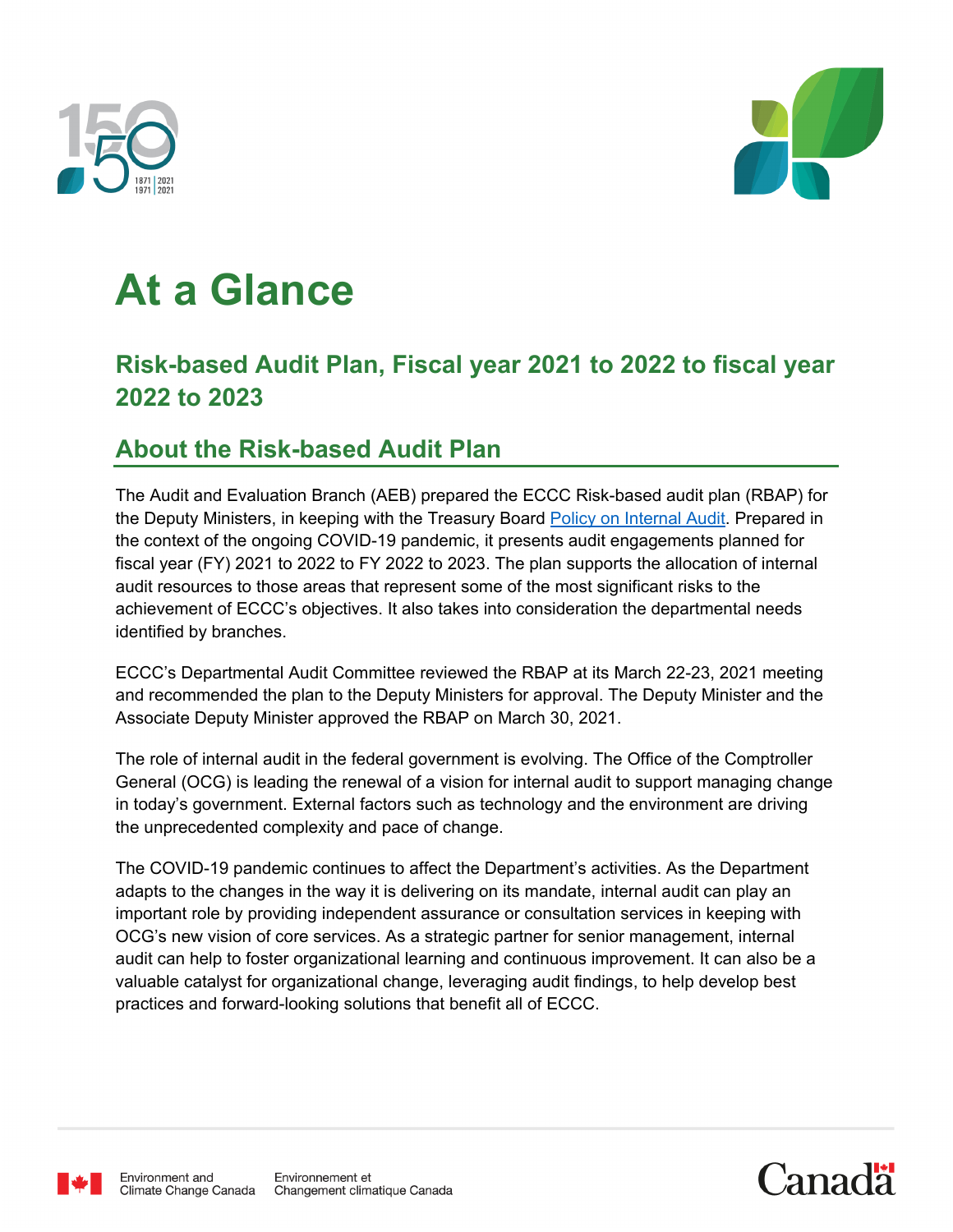# At a Glance

## Risk-based Audit Plan, Fiscal year 2021 to 2022 to fiscal year 2022 to 2023

## About the Risk-based Audit Plan

The Audit and Evaluation Branch (AEB) prepared the ECCC Risk-based audit plan (RBAP) for the Deputy Ministers, in keeping with the Treasury Board Policy on Internal Audit. Prepared in the context of the ongoing COVID-19 pandemic, it presents audit engagements planned for fiscal year (FY) 2021 to 2022 to FY 2022 to 2023. The plan supports the allocation of internal audit resources to those areas that represent some of the most significant risks to the achievement of ECCC's objectives. It also takes into consideration the departmental needs identified by branches.

ECCC's Departmental Audit Committee reviewed the RBAP at its March 22-23, 2021 meeting and recommended the plan to the Deputy Ministers for approval. The Deputy Minister and the Associate Deputy Minister approved the RBAP on March 30, 2021.

The role of internal audit in the federal government is evolving. The Office of the Comptroller General (OCG) is leading the renewal of a vision for internal audit to support managing change in today's government. External factors such as technology and the environment are driving the unprecedented complexity and pace of change.

The COVID-19 pandemic continues to affect the Department's activities. As the Department adapts to the changes in the way it is delivering on its mandate, internal audit can play an important role by providing independent assurance or consultation services in keeping with OCG's new vision of core services. As a strategic partner for senior management, internal audit can help to foster organizational learning and continuous improvement. It can also be a valuable catalyst for organizational change, leveraging audit findings, to help develop best practices and forward-looking solutions that benefit all of ECCC.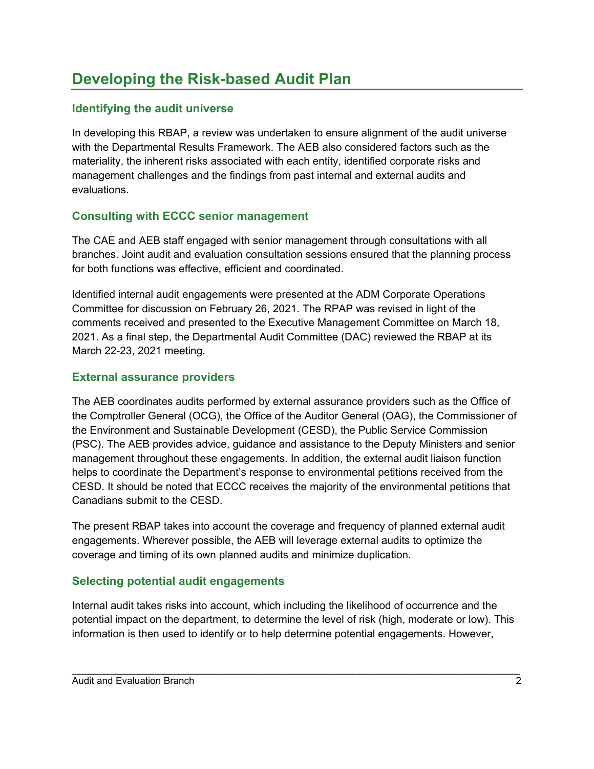# Developing the Risk-based Audit Plan

## Identifying the audit universe

In developing this RBAP, a review was undertaken to ensure alignment of the audit universe with the Departmental Results Framework. The AEB also considered factors such as the materiality, the inherent risks associated with each entity, identified corporate risks and management challenges and the findings from past internal and external audits and evaluations.

## Consulting with ECCC senior management

The CAE and AEB staff engaged with senior management through consultations with all branches. Joint audit and evaluation consultation sessions ensured that the planning process for both functions was effective, efficient and coordinated.

Identified internal audit engagements were presented at the ADM Corporate Operations Committee for discussion on February 26, 2021. The RPAP was revised in light of the comments received and presented to the Executive Management Committee on March 18, 2021. As a final step, the Departmental Audit Committee (DAC) reviewed the RBAP at its March 22-23, 2021 meeting.

## External assurance providers

The AEB coordinates audits performed by external assurance providers such as the Office of the Comptroller General (OCG), the Office of the Auditor General (OAG), the Commissioner of the Environment and Sustainable Development (CESD), the Public Service Commission (PSC). The AEB provides advice, guidance and assistance to the Deputy Ministers and senior management throughout these engagements. In addition, the external audit liaison function helps to coordinate the Department's response to environmental petitions received from the CESD. It should be noted that ECCC receives the majority of the environmental petitions that Canadians submit to the CESD.

The present RBAP takes into account the coverage and frequency of planned external audit engagements. Wherever possible, the AEB will leverage external audits to optimize the coverage and timing of its own planned audits and minimize duplication.

## Selecting potential audit engagements

Internal audit takes risks into account, which including the likelihood of occurrence and the potential impact on the department, to determine the level of risk (high, moderate or low). This information is then used to identify or to help determine potential engagements. However,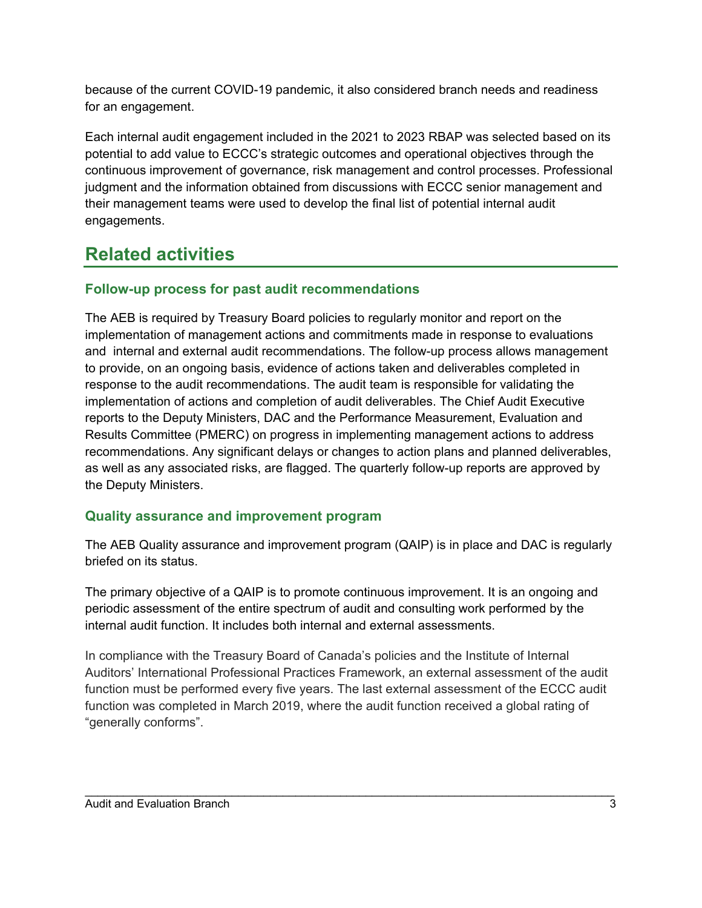because of the current COVID-19 pandemic, it also considered branch needs and readiness for an engagement.

Each internal audit engagement included in the 2021 to 2023 RBAP was selected based on its potential to add value to ECCC's strategic outcomes and operational objectives through the continuous improvement of governance, risk management and control processes. Professional judgment and the information obtained from discussions with ECCC senior management and their management teams were used to develop the final list of potential internal audit engagements.

## Related activities

### Follow-up process for past audit recommendations

The AEB is required by Treasury Board policies to regularly monitor and report on the implementation of management actions and commitments made in response to evaluations and internal and external audit recommendations. The follow-up process allows management to provide, on an ongoing basis, evidence of actions taken and deliverables completed in response to the audit recommendations. The audit team is responsible for validating the implementation of actions and completion of audit deliverables. The Chief Audit Executive reports to the Deputy Ministers, DAC and the Performance Measurement, Evaluation and Results Committee (PMERC) on progress in implementing management actions to address recommendations. Any significant delays or changes to action plans and planned deliverables, as well as any associated risks, are flagged. The quarterly follow-up reports are approved by the Deputy Ministers.

### Quality assurance and improvement program

The AEB Quality assurance and improvement program (QAIP) is in place and DAC is regularly briefed on its status.

The primary objective of a QAIP is to promote continuous improvement. It is an ongoing and periodic assessment of the entire spectrum of audit and consulting work performed by the internal audit function. It includes both internal and external assessments.

In compliance with the Treasury Board of Canada's policies and the Institute of Internal Auditors' International Professional Practices Framework, an external assessment of the audit function must be performed every five years. The last external assessment of the ECCC audit function was completed in March 2019, where the audit function received a global rating of "generally conforms".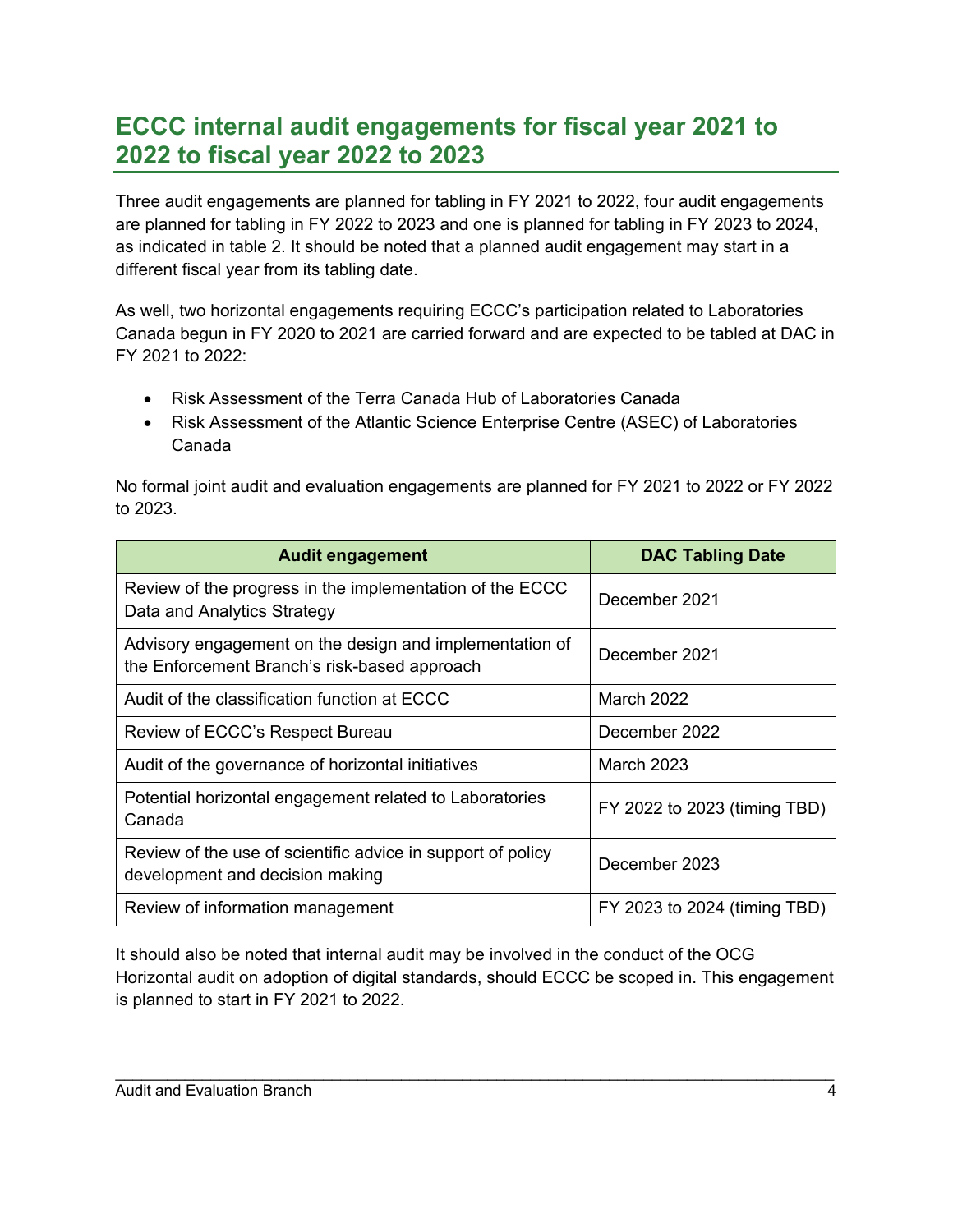## ECCC internal audit engagements for fiscal year 2021 to 2022 to fiscal year 2022 to 2023

Three audit engagements are planned for tabling in FY 2021 to 2022, four audit engagements are planned for tabling in FY 2022 to 2023 and one is planned for tabling in FY 2023 to 2024, as indicated in table 2. It should be noted that a planned audit engagement may start in a different fiscal year from its tabling date.

As well, two horizontal engagements requiring ECCC's participation related to Laboratories Canada begun in FY 2020 to 2021 are carried forward and are expected to be tabled at DAC in FY 2021 to 2022:

- Risk Assessment of the Terra Canada Hub of Laboratories Canada
- Risk Assessment of the Atlantic Science Enterprise Centre (ASEC) of Laboratories Canada

No formal joint audit and evaluation engagements are planned for FY 2021 to 2022 or FY 2022 to 2023.

| Audit engagement | DAC Tabling Date |
| --- | --- |
| Review of the progress in the implementation of the ECCC Data and Analytics Strategy | December 2021 |
| Advisory engagement on the design and implementation of the Enforcement Branch's risk-based approach | December 2021 |
| Audit of the classification function at ECCC | March 2022 |
| Review of ECCC's Respect Bureau | December 2022 |
| Audit of the governance of horizontal initiatives | March 2023 |
| Potential horizontal engagement related to Laboratories Canada | FY 2022 to 2023 (timing TBD) |
| Review of the use of scientific advice in support of policy development and decision making | December 2023 |
| Review of information management | FY 2023 to 2024 (timing TBD) |

It should also be noted that internal audit may be involved in the conduct of the OCG Horizontal audit on adoption of digital standards, should ECCC be scoped in. This engagement is planned to start in FY 2021 to 2022.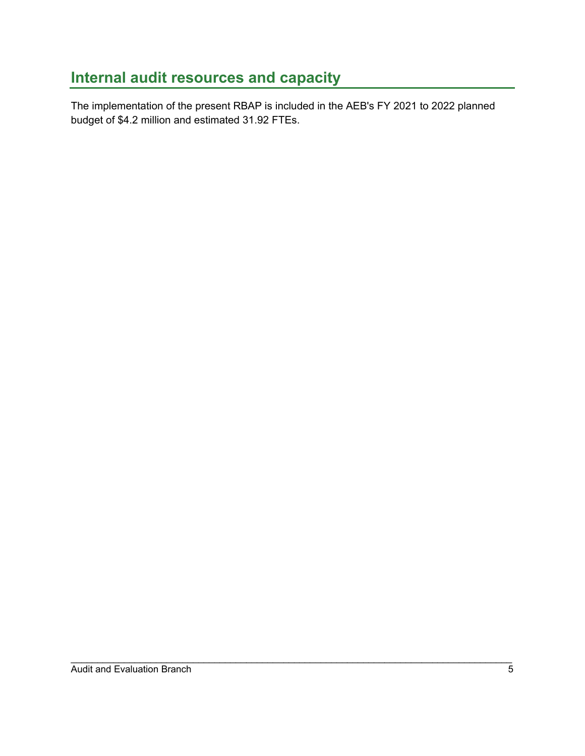## Internal audit resources and capacity

The implementation of the present RBAP is included in the AEB's FY 2021 to 2022 planned budget of $4.2 million and estimated 31.92 FTEs.